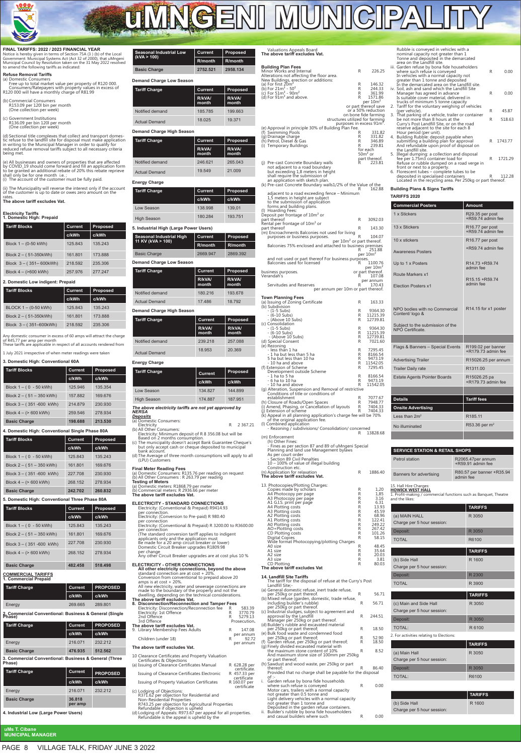# uMNGENI MUNICIPALITY

**FINAL TARIFFS: 2022 / 2023 FINANCIAL YEAR**
Notice is hereby given in terms of Section 75A (3 ) (b) of the Local Government: Municipal Systems Act (Act 32 of 2000), that uMngeni Municipal Council by Resolution taken on the 31 May 2022 resolved to amend the following tariffs as indicated:

**Refuse Removal Tariffs**
(a) Domestic Consumers
Free up to total market value per property of R120 000. Consumers/Ratepayers with property values in excess of R120 000 will have a monthly charge of R81.99

(b) Commercial Consumers
R153.09 per 120l bin per week
(One collection per week)

(c) Government Institutions
R136.09 per bin 120l per month
(One collection per week)

(d) Sectional title complexes that collect and transport domestic refuse to the landfill site for disposal must make application in writing to the Municipal Manager in order to qualify for reduced refuse removal tariffs subject to all necessary criteria being met.

(e) All businesses and owners of properties that are affected by COVID_19 should come forward and fill an application form to be granted an additional rebate of 20% this rebate repreive shall only be for one month i.e. ;
(i) The account of the customer must be fully paid.

(ii) The Municipality will reverse the interest only if the account of the customer is up to date or owes zero amount on the rates.
**The above tariff excludes Vat.**

**Electricity Tariffs**
**1. Domestic High: Prepaid**

| Tariff Blocks | Current | Proposed |
|---|---|---|
| | c/kWh | c/kWh |
| Block 1 – (0-50 kWh) | 125.843 | 135.243 |
| Block 2 – ( 51-350kWh) | 161.801 | 173.888 |
| Block 3 – ( 351– 600kWh) | 218.592 | 235.306 |
| Block 4 – (>600 kWh) | 257.976 | 277.247 |

**2. Domestic Low indigent: Prepaid**

| Tariff Blocks | Current | Proposed |
|---|---|---|
| | c/kWh | c/kWh |
| BLOCK 1 – (0-50 kWh) | 125.843 | 135.243 |
| Block 2 – ( 51-350kWh) | 161.801 | 173.888 |
| Block 3 – ( 351–600kWh) | 218.592 | 235.306 |

Any domestic consumer in excess of 60 amps will attract the charge of R45,77 per amp per month
These tariffs are applicable in respect of all accounts rendered from

1 July 2021 irrespective of when meter readings were taken

**3. Domestic High: Conventional 60A**

| Tariff Blocks | Current | Proposed |
|---|---|---|
| | c/kWh | c/kWh |
| Block 1 – ( 0 - 50 kWh) | 125.946 | 135.354 |
| Block 2 – ( 51 – 350 kWh) | 157.882 | 169.676 |
| Block 3 – (351 -600 kWh) | 214.879 | 230.930 |
| Block 4 – (> 600 kWh) | 259.546 | 278.934 |
| **Basic Charge** | **198.688** | **213.530** |

**4. Domestic High: Conventional Single Phase 80A**

| Tariff Blocks | Current | Proposed |
|---|---|---|
| | c/kWh | c/kWh |
| Block 1 – ( 0 - 50 kWh) | 125.843 | 135.243 |
| Block 2 – ( 51 – 350 kWh) | 161.801 | 169.676 |
| Block 3 – (351 -600 kWh) | 227.708 | 230.930 |
| Block 4 – (> 600 kWh) | 268.152 | 278.934 |
| **Basic Charge** | **242.702** | **260.832** |

**5. Domestic High: Conventional Three Phase 80A**

| Tariff Blocks | Current | Proposed |
|---|---|---|
| | c/kWh | c/kWh |
| Block 1 – ( 0 - 50 kWh) | 125.843 | 135.243 |
| Block 2 – ( 51 – 350 kWh) | 161.801 | 169.676 |
| Block 3 – (351 -600 kWh) | 227.708 | 230.930 |
| Block 4 – (> 600 kWh) | 268.152 | 278.934 |
| **Basic Charge** | **482.458** | **518.498** |

**COMMERCIAL TARIFFS**
**1. Commercial Prepaid**

| Tariff Charge | Current | PROPOSED |
|---|---|---|
| | c/kWh | c/kWh |
| Energy | 269.665 | 289.801 |

**2. Commercial Conventional: Business & General (Single Phase)**

| Tariff Charge | Current | PROPOSED |
|---|---|---|
| | c/kWh | c/kWh |
| Energy | 216.071 | 232.212 |
| **Basic Charge** | **476.935** | **512.562** |

**3. Commercial Conventional: Business & General (Three Phase)**

| Tariff Charge | Current | PROPOSED |
|---|---|---|
| | c/kWh | c/kWh |
| Energy | 216.071 | 232.212 |
| **Basic Charge** | **36.818 per amp** | |

**4. Industrial Low (Large Power Users)**

| Seasonal Industrial Low (kVA > 100) | Current | Proposed |
|---|---|---|
| | R/month | R/month |
| **Basic Charge** | **2752.521** | **2958.134** |

**Demand Charge Low Season**

| Tariff Charge | Current | Proposed |
|---|---|---|
| | R/kVA/month | R/kVA/month |
| Notified demand | 185.785 | 199.663 |
| Actual Demand | 18.025 | 19.371 |

**Demand Charge High Season**

| Tariff Charge | Current | Proposed |
|---|---|---|
| | R/kVA/month | R/kVA/month |
| Notified demand | 246.621 | 265.043 |
| Actual Demand | 19.549 | 21.009 |

**Energy Charge**

| Tariff Charge | Current | Proposed |
|---|---|---|
| | c/kWh | c/kWh |
| Low Season | 138.998 | 139,01 |
| High Season | 180.284 | 193.751 |

**5. Industrial High (Large Power Users)**

| Seasonal Industrial High 11 KV (kVA > 100) | Current | Proposed |
|---|---|---|
| | R/month | R/month |
| Basic Charge | 2669.947 | 2869.392 |

**Demand Charge Low Season**

| Tariff Charge | Current | Proposed |
|---|---|---|
| | R/kVA/month | R/kVA/month |
| Notified demand | 180.216 | 193.678 |
| Actual Demand | 17.486 | 18.792 |

**Demand Charge High Season**

| Tariff Charge | Current | Proposed |
|---|---|---|
| | R/kVA/month | R/kVA/month |
| Notified demand | 239.218 | 257.088 |
| Actual Demand | 18.953 | 20.369 |

**Energy Charge**

| Tariff Charge | Current | Proposed |
|---|---|---|
| | c/kWh | c/kWh |
| Low Season | 134.827 | 144.899 |
| High Season | 174.887 | 187.951 |

***The above electricity tariffs are not yet approved by NERSA***

**Deposits**
(a) Domestic Consumers:
Electricity R 2 367.21
(b) All Other Consumers:
Electricity: Minimum deposit of R 8 356.08 but will be Based on 2 months consumption.
(c) The municipality doesn't accept Bank Guarantee Cheque's but only accept cash or cheque deposited to municipal bank account.
(d) The Average of three month consumptions will apply to all (LPU) Customers

**Final Meter Reading Fees**
(a) Domestic Consumers: R135.76 per reading on request
(b) All Other Consumers : R 263.79 per reading
**Testing of Meters**
(a) Domestic meters: R1868.79 per meter
(b) Commercial meters: R 2936.66 per meter
**The above tariff excludes Vat.**

**ELECTRICITY - STANDARD CONNECTIONS**
Electricity: (Conventional & Prepaid) R9414.93 per connection.
Electricity: (Conversion to Pre-paid) R 980.40 per connection
Electricity: (Conventional & Prepaid) R 3200.00 to R3600.00 per connection
(The standard conversion tariff applies to indigent applicants only and the application must Be made for a 20 amp circuit breaker or lower)
Domestic Circuit Breaker upgrades R1809.98 per change
Any other Circuit Breaker upgrades are at cost plus 10 %

**ELECTRICITY - OTHER CONNECTIONS**
**All other electricity connections, beyond the above** standard connection are at cost + 20%.
Conversion from conventional to prepaid above 20 amps is at cost + 20%.
All new electricity, water and sewerage connections are made to the boundary of the property and not the dwelling, depending on the technical considerations.
**The above tariff excludes Vat.**
**8. Disconnection/Reconnection and Tamper Fees**
Electricity: Disconnection/Reconnection fee R 583.39
Electricity: 1st Offence R 3770.79
2nd Offence R 5279.13
3rd Offence Prosecution.
**The above tariff excludes Vat.**
9. Library Membership Fees Adults R 147.08 per annum
Children (under 18) R 92.72 per annum
**The above tariff excludes Vat.**

10 Clearance Certificates and Property Valuation Certificates & Objections
(a) Issuing of Clearance Certificates Manual R 628.28 per certificate.
Issuing of Clearance Certificates Electronic R 457.33 per certificate
Issuing of Property Valuation Certificates R 160.07 per certificate
(c) Lodging of Objections:
R371.62 per objection for Residential and Non-Residential Properties
R743.25 per objection for Agricultural Properties
Refundable if objection is upheld
(d) Lodging of Appeals: R973.67 per appeal for all properties. Refundable is the appeal is upheld by the Valuations Appeals Board
**The above tariff excludes Vat.**

**Building Plan Fees**
Minor Works and Internal R 226.25
Alterations not affecting the floor area.
New Buildings, erection or additions:
(a) For first 20m² R 146.32
(b) For 21m² - 50² R 244.33
(c) For 51m² - 90m² R 361.99
(d) For 91m² and above. R 1571.86 per 10m² or part thereof save or a 50% reduction on bone fide farming structures utilized for farming purposes in excess 91m².
(e) Approval in principle 30% of Building Plan Fee.
(f) Swimming Pools R 331.82
(g) Drainage charge R 331.82
(h) Petrol, Diesel & Gas R 346.89
(i) Temporary Buildings R 239.81 for each 50m² or part thereof.
(j) Pre-cast Concrete Boundary walls not adjacent to a road boundary but exceeding 1,8 meters in height shall require the submission of an application with sketch plan. R 223.81
(k) Pre-cast Concrete Boundary walls1/2% of the Value of the R 162.88
adjacent to a road exceeding fence – Minimum 1,5 meters in height are subject to the submission of application forms and building plans.
(l) Hoarding Fees:
Deposit per frontage of 10m² or part thereof R 3092.03
Rental per frontage of 10m² or part thereof R 143.30
(m) Encroachments Balconies not used for living purposes or business purposes. R 104.07 per 10m² or part thereof.
Balconies 75% enclosed and attached to business premises R 251.88 per 10m²
and not used or part thereof For business purposes.
Balconies used for licensed R 1100.76 per 10m²
business purposes. or part thereof.
Verandah's R 107.08 per annum
Servitudes and Reserves R 170.43 per annum per 10m or part thereof.

**Town Planning Fees**
(a) Issuing of Zoning Certificate R 163.33
(b) Subdivision
- (1-5 Subs) R 9364.30
- (6-10 Subs) R 11215.39
- (Above 10 Subs) R 12739.81
(c) Consolidation
- (1-5 Subs) R 9364.30
- (6-10 Subs) R 11215.39
- (Above 10 Subs) R 12739.81
(d) Special Consent R 7021.60
(e) Rezoning
- less than 1 ha R 7295.45
- 1 ha but less than 5 ha R 8166.54
5 ha but less than 10 ha R 9473.19
- 10 ha and above R 11542.05
(f) Extension of Scheme R 7295.45
Development outside Scheme
- 1 ha to 5 ha R 8166.54
- 6 ha to 10 ha R 9473.19
- 10 ha and above R 11542.05
(g) Alteration, Suspension and Removal of restrictive Conditions of title or conditions of establishment R 7077.67
(h) Closure of Roads/Open Spaces R 7948.77
(i) Amend, Phasing, or Cancellation of layouts R 7404.33
(j) Extension of scheme R 7404.33
(k) Appeal in all planning application's charge fee will be 70% of the original application fee.
(l) Combined application
- Rezoning / subdivisions/ Consolidation/ concerned R 13828.68
(m) Enforcement
(h) Other Fines:
- Fines as per section 87 and 89 of uMngeni Special Planning and land use Management bylaws
As per court order
- Section 89 Civil Penalties
10 – 100% of value of illegal building
Construction etc.
(n) Application for relaxation R 1886.40
**The above tariff excludes Vat.**

13. Photocopies/Plotting Charges:
Copies made by scholars R 1,20
A4 Photocopy per page R 1,85
A3 Photocopy per page R 3.16
A1 G.I.S. print per page R 6.31
A4 Plotting costs R 13.93
A3 Plotting costs R 45.59
A2 Plotting costs R 68.96
A1 Plotting costs R 122.41
A0 Plotting costs R 249.22
AO+Plotting costs R 267.42
CD Plotting costs R 101.26
Digital Copies R 58.15
Wide format Photocopying/plotting Charges
A0 size R 48.45
A1 size R 35.64
A2 size R 20.03
A3 size R 3.81
CD Plotting R 80.03
**The above tariff excludes Vat**

**14. Landfill Site Tariffs**
The tariff for the disposal of refuse at the Curry's Post Landfill Site:-
(a) General domestic refuse, inert trade refuse, per 250kg or part thereof. R 56.71
(b) Mixed refuse (garden, domestic, trade refuse, including builder's rubble) per 250kg or part thereof. R 56.71
(c) Industrial sludges, subject to agreement and approval by the Landfill Manager per 250kg or part thereof. R 244.51
(d) Builder's rubble and excavated material per 250kg or part thereof. R 18.50
(e) Bulk food waste and condemned food per 250kg or part thereof; R 52.90
(f) Garden refuse, per 250kg or part thereof; R 18.50
(g) Finely divided excavated material with the maximum stone content of 10% And maximum stone size of 100mm per 250kg or part thereof; R 8.52
(h) Sawdust and wood waste, per 250kg or part thereof; R 86.40
Provided that no charge shall be payable for the disposal of :-
i. Garden refuse by bona fide households where such refuse is conveyed R 0.00
Motor cars, trailers with a normal capacity not greater than 0.5 tonne and Light delivery vehicles with a normal capacity not greater than 1 tonne and Deposited in the garden refuse containers.
ii. Builder's rubble by bona fide householders and casual builders where such R 0.00
Rubble is conveyed in vehicles with a nominal capacity not greater than 1 Tonne and deposited in the demarcated area on the Landfill site.
iii. Garden refuse by bona fide householders where such refuse is conveyed R 0.00
In vehicles with a normal capacity not greater than 1 tonne and deposited In the demarcated area on the Landfill site.
iv. Soil, ash and sand which the Landfill Site Manager has agreed in advance R 0.00
Is suitable cover material, delivered in trucks of minimum 5 tonne capacity
2. Tariff for the voluntary weighing of vehicles (per vehicle). R 45.87
3. That parking of a vehicle, trailer or container be not more than 8 hours at the R 518.63
Curry's Post Landfill Site, or on the road reserve adjacent to the site for each 8 Hour period (per unit).
4. Building Rubble: deposit payable when submitting a building plan for approval R 1743.77
And refundable upon proof of disposal on the Landfill site.
5. Illegal dumping: a collection and disposal fee per 1.75m3 container load for R 1721.29
Refuse or rubble dumped on a road verge in front or next to a property.
6. Florescent tubes – complete tubes to be deposited in specialised containers R 112.28
Located in the recycling area. Per 250kg or part thereof.

**Building Plans & Signs Tariffs**
**TARIFFS 2020**

| Commercial Posters | Amount |
|---|---|
| 1 x Stickers | R29.35 per post +R59.74 admin fee |
| 13 x Stickers | R16.77 per post +R59.74 admin fee |
| 10 x stickers | R16.77 per post |
| Awareness Posters | +R59.74 admin fee |
| Up to 1 x Posters | R14.73 +R59.74 admin fee |
| Route Markers x1 | R15.15 +R59.74 admin fee |
| Election Posters x1 | |
| NPO bodies with no Commercial Content/ logo & | R14.15 for x1 poster |
| Subject to the submission of the NPO Certificate. | |
| | |
| Flags & Banners – Special Events | R199.02 per banner +R179.73 admin fee |
| Advertising Trailer | R15026.25 per annum |
| Trailer Daily rate | R1311.00 |
| Estate Agents Pointer Boards | R15026.25 pa +R179.73 admin fee |
| | |
| **Details** | **Tariff fees** |
| **Onsite Advertising** | |
| Less than 2m² | R185.11 |
| No illuminated | R53.36 per m² |
| | |

| SERVICE STATION & RETAIL SHOPS | |
|---|---|
| Petrol station | R2065.47per annum +R59.91 admin fee |
| Banners for advertising | R80.57 per banner +R35.94 admin fee |

15. Hall Hire Charges:
**HOWICK WEST HALL**
1. Profit-making / commercial functions such as Banquet, Theatre and the likes:

| | TARIFFS |
|---|---|
| (a) MAIN HALL<br>Charge per 5 hour session: | R 3050 |
| Deposit: | R 3050 |
| TOTAL | R6100 |

| | TARIFFS |
|---|---|
| (b) Side Hall<br>Charge per 5 hour session: | R 1600 |
| Deposit: | R 2300 |
| TOTAL | R 3900 |

| | TARIFFS |
|---|---|
| (c) Main and Side Hall<br>Charge per 5 hour session: | R 3050 |
| Deposit: | R 3050 |
| TOTAL: | R 6100 |

2. For activities relating to Elections:

| | TARIFFS |
|---|---|
| (a) Main Hall<br>Charge per 5 hour session: | R 3050 |
| Deposit: | R 3050 |
| TOTAL: | R6100 |

| | TARIFFS |
|---|---|
| (b) Side Hall<br>Charge per 5 hour session: | R 1600 |

**uMs T. Cibane**
**MUNICIPAL MANAGER**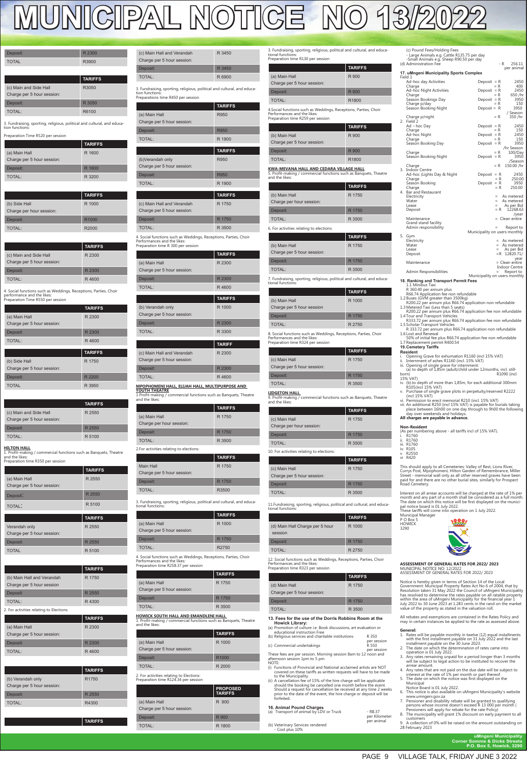# MUNICIPAL NOTICE NO 13/2022

| | |
|---|---|
| Deposit: | R 2300 |
| TOTAL | R3900 |

| | TARIFFS |
|---|---|
| (c) Main and Side Hall Charge per 5 hour session: | R3050 |
| Deposit: | R 3050 |
| TOTAL: | R6100 |

3. Fundraising, sporting, religious, political and cultural, and education functions:
Preparation Time R520 per session

| | TARIFFS |
|---|---|
| (a) Main Hall Charge per 5 hour session: | R 1600 |
| Deposit: | R 1600 |
| TOTAL: | R 3200 |

| | TARIFFS |
|---|---|
| (b) Side Hall Charge per hour session: | R 1000 |
| Deposit: | R1000 |
| TOTAL: | R2000 |

| | TARIFFS |
|---|---|
| (c) Main and Side Hall Charge per 5 hour session: | R 2300 |
| Deposit: | R 2300 |
| TOTAL: | R 4600 |

4. Social functions such as Weddings, Receptions, Parties, Choir performance and the likes:
Preparation Time R550 per session

| | TARIFFS |
|---|---|
| (a) Main Hall Charge per 5 hour session: | R 2300 |
| Deposit: | R 2300 |
| TOTAL: | R 4600 |

| | TARIFFS |
|---|---|
| (b) Side Hall Charge per 5 hour session: | R 1750 |
| Deposit: | R 2200 |
| TOTAL | R 3950 |

| | TARIFFS |
|---|---|
| (c) Main and Side Hall Charge per 5 hour session: | R 2550 |
| Deposit: | R 2550 |
| TOTAL: | R 5100 |

**HILTON HALL**

1. Profit-making / commercial functions such as Banquets, Theatre and the likes:
Preparation time R350 per session

| | TARIFFS |
|---|---|
| (a) Main Hall Charge per 5 hour session: | R 2550 |
| Deposit: | R 2550 |
| TOTAL: | R 5100 |

| | TARIFFS |
|---|---|
| Verandah only Charge per 5 hour session: | R 2550 |
| Deposit: | R 2550 |
| TOTAL | R 5100 |

| | TARIFFS |
|---|---|
| (b) Main Hall and Verandah Charge per 5 hour session | R 1750 |
| Deposit: | R 2550 |
| TOTAL: | R 4300 |

2. For activities relating to Elections:

| | TARIFFS |
|---|---|
| (a) Main Hall Charge per 5 hour session: | R 2300 |
| Deposit: | R 2300 |
| TOTAL: | R 4600 |

| | TARIFFS |
|---|---|
| (b) Verandah only Charge per 5 hour session: | R1750 |
| Deposit: | R 2550 |
| TOTAL: | R4300 |

| | TARIFFS |
|---|---|
| (c) Main Hall and Verandah Charge per 5 hour session | R 3450 |
| Deposit: | R 3450 |
| TOTAL: | R 6900 |

3. Fundraising, sporting, religious, political and cultural, and education functions:
Preparations time R450 per session

| | TARIFFS |
|---|---|
| (a) Main Hall Charge per 5 hour session: | R950 |
| Deposit: | R950 |
| TOTAL: | R 1900 |

| | TARIFFS |
|---|---|
| (b)Verandah only Charge per 5 hour session: | R950 |
| Deposit: | R950 |
| TOTAL: | R 1900 |

| | TARIFFS |
|---|---|
| (c) Main Hall and Verandah Charge per 5 hour session: | R 1750 |
| Deposit: | R 1750 |
| TOTAL: | R 3500 |

4. Social functions such as Weddings, Receptions, Parties, Choir Performances and the likes:
Preparation time R 300 per session

| | TARIFFS |
|---|---|
| (a) Main Hall Charge per 5 hour session: | R 2300 |
| Deposit: | R 2300 |
| TOTAL: | R 4600 |

| | TARIFFS |
|---|---|
| (b) Verandah only Charge per 5 hour session: | R 1000 |
| Deposit: | R 2300 |
| TOTAL: | R 3300 |

| | TARIFF |
|---|---|
| (c) Main Hall and Verandah Charge per 5 hour session: | R 2300 |
| Deposit: | R 2300 |
| TOTAL: | R 4600 |

**MPOPHOMENI HALL, ELIJAH HALL, MULTIPURPOSE AND YOUTH THEATRE**

1 Profit-making / commercial functions such as Banquets, Theatre and the likes:

| | TARIFFS |
|---|---|
| (a) Main Hall Charge per hour session: | R 1750 |
| Deposit: | R 1750 |
| TOTAL: | R 3500 |

2.For activities relating to elections:

| | TARIFFS |
|---|---|
| Main Hall Charge per 5 hour session: | R 1750 |
| Deposit: | R 1750 |
| TOTAL: | R3500 |

3. Fundraising, sporting, religious, political and cultural, and educational functions:

| | TARIFFS |
|---|---|
| (a) Main Hall Charge per 5 hour session: | R 1000 |
| Deposit: | R 1750 |
| TOTAL: | R2750 |

4. Social functions such as Weddings, Receptions, Parties, Choir Performances and the likes:
Preparation time R258.37 per session

| | TARIFFS |
|---|---|
| (a) Main Hall Charge per 5 hour session: | R 1750 |
| Deposit: | R 1750 |
| TOTAL: | R 3500 |

**HOWICK SOUTH HALL AND EMANDLENI HALL**

1. Profit-making / commercial functions such as Banquets, Theatre and the likes:

| | TARIFFS |
|---|---|
| (a) Main Hall Charge per 5 hour session: | R 1000 |
| Deposit: | R1000 |
| TOTAL: | R 2000 |

2. For activities relating to Elections:
Preparation time R124.34 per session

| | PROPOSED TARIFFS |
|---|---|
| (a) Main Hall Charge per 5 hour session: | R 900 |
| Deposit: | R 900 |
| TOTAL: | R 1800 |

3. Fundraising, sporting, religious, political and cultural, and educational functions:
Preparation time R130 per session

| | TARIFFS |
|---|---|
| (a) Main Hall Charge per 5 hour session: | R 900 |
| Deposit: | R 900 |
| TOTAL: | R1800 |

4.Social functions such as Weddings, Receptions, Parties, Choir Performances and the likes:
Preparation time R259 per session

| | TARIFFS |
|---|---|
| (b) Main Hall Charge per 5 hour session: | R 900 |
| Deposit: | R 900 |
| TOTAL: | R1800 |

**KWA-MEVANA HALL AND CEDARA VILLAGE HALL**

5. Profit-making / commercial functions such as Banquets, Theatre and the likes:

| | TARIFFS |
|---|---|
| (b) Main Hall Charge per hour session: | R 1750 |
| Deposit: | R 1750 |
| TOTAL: | R 3500 |

6. For activities relating to elections:

| | TARIFFS |
|---|---|
| (b) Main Hall Charge per 5 hour session: | R 1750 |
| Deposit: | R 1750 |
| TOTAL: | R 3500 |

7. Fundraising, sporting, religious, political and cultural, and educational functions:

| | TARIFFS |
|---|---|
| (b) Main Hall Charge per 5 hour session | R 1000 |
| Deposit: | R 1750 |
| TOTAL: | R 2750 |

8. Social functions such as Weddings, Receptions, Parties, Choir Performances and the likes:
Preparation time R324 per session

| | TARIFFS |
|---|---|
| (c) Main Hall Charge per 5 hour session: | R 1750 |
| Deposit: | R 1750 |
| TOTAL: | R 3500 |

**LIDGETON HALL**

9. Profit-making / commercial functions such as Banquets, Theatre and the likes:

| | TARIFFS |
|---|---|
| (c) Main Hall Charge per hour session: | R 1750 |
| Deposit: | R 1750 |
| TOTAL: | R 3500 |

10. For activities relating to elections:

| | TARIFFS |
|---|---|
| (c) Main Hall Charge per 5 hour session: | R 1750 |
| Deposit: | R 1750 |
| TOTAL: | R 3500 |

11.Fundraising, sporting, religious, political and cultural, and educational functions:

| | TARIFFS |
|---|---|
| (d) Main Hall Charge per 5 hour session | R 1000 |
| Deposit: | R 1750 |
| TOTAL: | R 2750 |

12. Social functions such as Weddings, Receptions, Parties, Choir Performances and the likes:
Preparation time R323 per session

| | TARIFFS |
|---|---|
| (d) Main Hall Charge per 5 hour session: | R 1750 |
| Deposit: | R 1750 |
| TOTAL: | R 3500 |

**13. Fees for the use of the Dorris Robbins Room at the Howick Library:**

(a) Promotion of culture i.e. Book discussions, art evaluation or educational instruction Free
(b) Religious services and charitable institutions — R 350 per session
(c) Commercial undertakings — R 550 per session

These fees are per session. Morning session 8am to 12 noon and afternoon session 1pm to 5 pm
NOTE:
(i) Functions of Provincial and National acclaimed artists are NOT covered on these tariffs as written requests will have to be made to the Municipality.
(ii) A cancellation fee of 15% of the hire charge will be applicable should the booking be cancelled one month before the event. Should a request for cancellation be received at any time 2 weeks prior to the date of the event, the hire charge or deposit will be forfeited.

**16. Animal Pound Charges**

(a) Transport of animal by LDV or Truck — R8.37 per Kilometer per animal
(b) Veterinary Services rendered
- Cost plus 10%
(c) Pound Fees/Holding Fees
- Large Animals e.g. Cattle R135.75 per day
- Small Animals e.g. Sheep R90.50 per day
(d) Administration Fee — R 256.11 per animal

**17. uMngeni Municipality Sports Complex**

1. Field 1
   - Ad-hoc day Activities Deposit = R 2450; Charge = R 400
   - Ad-hoc Night Activities Deposit = R 2450; Charge = R 650 /hr
   - Season Bookings Day Deposit = R 3950; Charge p/day = R 150
   - Season Booking Night Deposit = R 3950 / Season; Charge p/night = R 350 /hr
2. Field 2
   - Ad – hoc Day Deposit = R 2450; Charge = R 150
   - Ad-hoc Night Deposit = R 2450; Charge = R 150
   - Season Booking Day Deposit = R 3950 /hr Season; Charge = R 100/Day
   - Season Booking Night Deposit = R 3950 /Season; Charge = R 150.00 /hr
3. Indoor Centre
   - Ad-hoc (Lights Day & Night Deposit = R 2450; Charge = R 250.00
   - Season Booking Deposit = R 3950; Charge = R 250.00
4. Bar and Restaurant
   - Electricity = As metered
   - Water = As metered
   - Lease = As per Bid
   - Deposit = R 12268.63 /year
   - Maintenance = Clean entire Grand stand facility
   - Admin responsibility = Report to Municipality on users monthly
5. Gym
   - Electricity = As metered
   - Water = As metered
   - Lease = As per Bid
   - Deposit =R 12820.71/ year
   - Maintenance = Clean entire Indoor Centre
   - Admin Responsibilities = Report to Municipality on users monthly

**18. Ranking and Transport Permit Fees**

1.1 Minibus Taxi
R 360.40 per annum plus
R66.74 Application fee non refundable
1.2 Buses (GVM greater than 3500kg)
R200.22 per annum plus R66.74 application non refundable
1.3 Metered Taxi (Less than 5 seats)
R200.22 per annum plus R66.74 application fee non refundable
1.4 Tour and Transport Vehicles
R333.72 per annum plus R66.74 application fee non refundable
1.5 Scholar Transport Vehicles
R 333.72 per annum plus R66.74 application non refundable
1.6 Lost and Renewal
50% of initial fee plus R66.74 application fee non refundable
1.7 Replacement permit R400.54

**19. Cemetery Tariffs**

**Resident**

i. Opening Grave for exhumation R1160 (incl 15% VAT)
ii. Internment of ashes R1160 (incl. 15% VAT)
iii. Opening of single grave for internment:
(a) to depth of 1,85m (adult/child under 12months, incl. still-born) R1090 (incl 15% VAT)
iv. (b).to depth of more than 1,85m, for each additional 300mm R105(incl 15% VAT)
v. Purchase of single grave plots in perpetuity/reserved R2222 (incl 15% VAT)
vi. Permission to erect memorial R210 (incl. 15% VAT)
vii. An additional R250 (incl 15% VAT) is payable for burials taking place between 16h00 on one day through to 9h00 the following day over weekends and holidays.

**All charges are payable in advance.**

**Non-Resident**
(As per numbering above - all tariffs incl of 15% VAT).
i. R1760
ii. R1760
iii. R1760
iv. R105
v R2550
vi R420

This should apply to all Cemeteries: Valley of Rest, Lions River, Currys Post, Mpophomeni, Hilton Garden of Remembrance, Miller Street - memorial wall only as all other reserved graves have been paid for and there are no other burial sites, similarly for Prospect Road Cemetery.

Interest on all arrear accounts will be charged at the rate of 1% per month and any part of a month shall be considered as a full month.
The date on which this notice will be first displayed on the municipal notice board is 01 July 2022.
These tariffs will come into operation on 1 July 2022.
Municipal Manager
P O Box 5
HOWICK
3290

**ASSESSMENT OF GENERAL RATES FOR 2022/ 2023**

MUNICIPAL NOTICE NO: 12/2022
ASSESSMENT OF GENERAL RATES FOR 2022/ 2023

Notice is hereby given in terms of Section 14 of the Local Government: Municipal Property Rates Act No 6 of 2004, that by Resolution taken 31 May 2022 the Council of uMngeni Municipality has resolved to determine the rates payable on all ratable property within the area of uMngeni Municipality for the financial year 1 July 2022 to 30 June 2023 at 1.283 cents in the rand on the market value of the property as stated in the valuation roll.

All rebates and exemptions are contained in the Rates Policy and may in certain instances be applied to the rate as assessed above.

**General:**

1. Rates will be payable monthly in twelve (12) equal installments with the first installment payable on 31 July 2022 and the last installment payable on the 30 June 2023.
2. The date on which the determination of rates came into operation is 01 July 2022.
3. Any rates remaining unpaid for a period longer than 3 months will be subject to legal action to be instituted to recover the arrear amount.
4. Any rates that are not paid on the due date will be subject to interest at the rate of 1% per month or part thereof.
5. The date on which the notice was first displayed on the Municipal Notice Board is 01 July 2022.
6. This notice is also available on uMngeni Municipality's website www.umngeni.gov.za
7. Pensioner and disability rebate will be granted to qualifying persons whose income doesn't exceed R 13 000 per month ( Pensioners will apply for rebate for the rate Policy)
8. The municipality will grant 1% discount on early payment to all customers
9. A collection of 0% will be raised on the amount outstanding on 28 February 2023

**uMngeni Municipality**
**Corner Somme & Dicks Streets**
**P.O. Box 5, Howick, 3290**